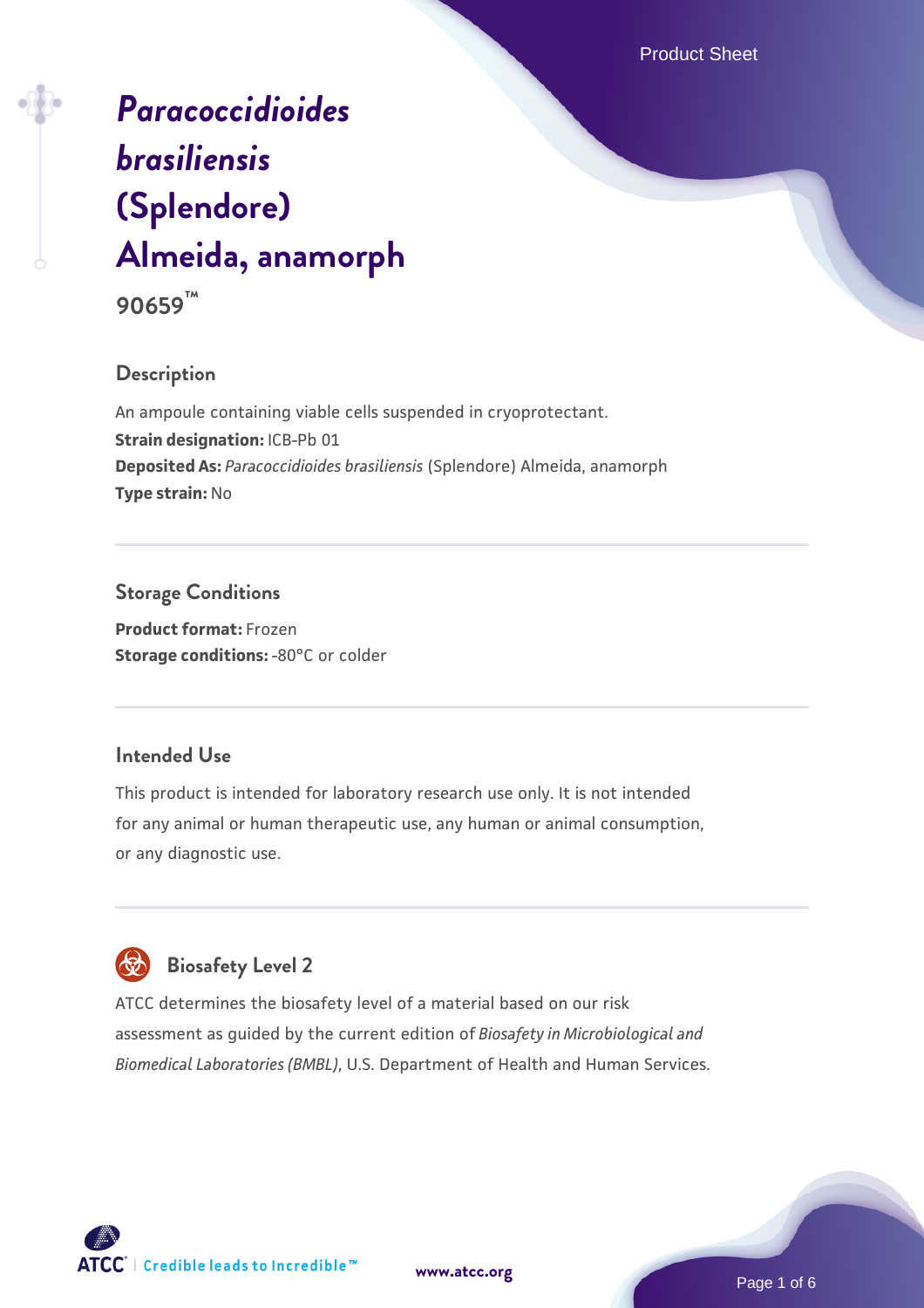# *Paracoccidioides brasiliensis* (Splendore) Almeida, anamorph

**90659™**

## Description

An ampoule containing viable cells suspended in cryoprotectant.

**Strain designation:** ICB-Pb 01

**Deposited As:** *Paracoccidioides brasiliensis* (Splendore) Almeida, anamorph

**Type strain:** No

## Storage Conditions

**Product format:** Frozen

**Storage conditions:** -80°C or colder

## Intended Use

This product is intended for laboratory research use only. It is not intended for any animal or human therapeutic use, any human or animal consumption, or any diagnostic use.

## Biosafety Level 2

ATCC determines the biosafety level of a material based on our risk assessment as guided by the current edition of *Biosafety in Microbiological and Biomedical Laboratories (BMBL)*, U.S. Department of Health and Human Services.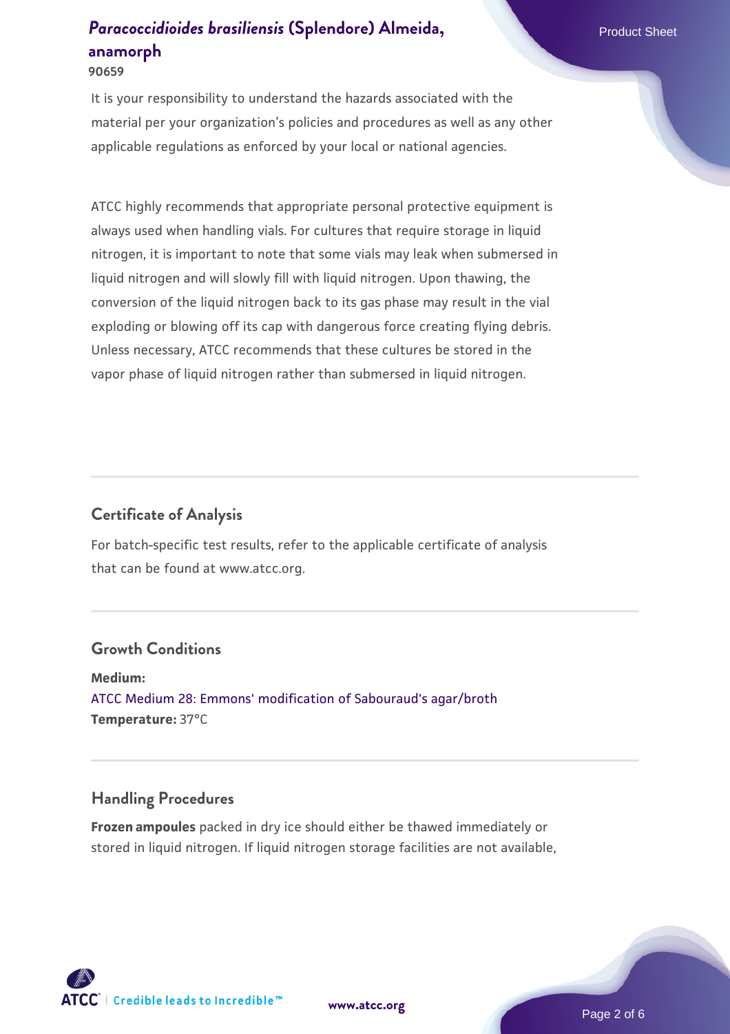It is your responsibility to understand the hazards associated with the material per your organization's policies and procedures as well as any other applicable regulations as enforced by your local or national agencies.

ATCC highly recommends that appropriate personal protective equipment is always used when handling vials. For cultures that require storage in liquid nitrogen, it is important to note that some vials may leak when submersed in liquid nitrogen and will slowly fill with liquid nitrogen. Upon thawing, the conversion of the liquid nitrogen back to its gas phase may result in the vial exploding or blowing off its cap with dangerous force creating flying debris. Unless necessary, ATCC recommends that these cultures be stored in the vapor phase of liquid nitrogen rather than submersed in liquid nitrogen.

## Certificate of Analysis

For batch-specific test results, refer to the applicable certificate of analysis that can be found at www.atcc.org.

## Growth Conditions

**Medium:**
ATCC Medium 28: Emmons' modification of Sabouraud's agar/broth
**Temperature:** 37°C

## Handling Procedures

**Frozen ampoules** packed in dry ice should either be thawed immediately or stored in liquid nitrogen. If liquid nitrogen storage facilities are not available,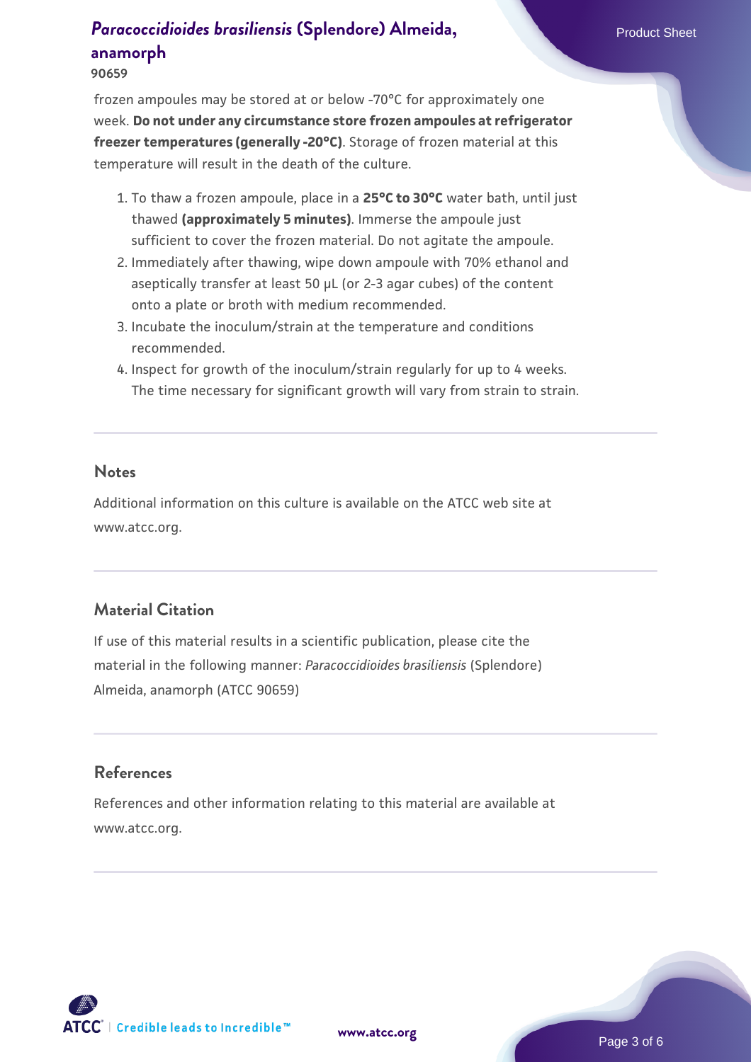frozen ampoules may be stored at or below -70°C for approximately one week. **Do not under any circumstance store frozen ampoules at refrigerator freezer temperatures (generally -20°C)**. Storage of frozen material at this temperature will result in the death of the culture.

1. To thaw a frozen ampoule, place in a **25°C to 30°C** water bath, until just thawed **(approximately 5 minutes)**. Immerse the ampoule just sufficient to cover the frozen material. Do not agitate the ampoule.
2. Immediately after thawing, wipe down ampoule with 70% ethanol and aseptically transfer at least 50 µL (or 2-3 agar cubes) of the content onto a plate or broth with medium recommended.
3. Incubate the inoculum/strain at the temperature and conditions recommended.
4. Inspect for growth of the inoculum/strain regularly for up to 4 weeks. The time necessary for significant growth will vary from strain to strain.

## Notes

Additional information on this culture is available on the ATCC web site at www.atcc.org.

## Material Citation

If use of this material results in a scientific publication, please cite the material in the following manner: *Paracoccidioides brasiliensis* (Splendore) Almeida, anamorph (ATCC 90659)

## References

References and other information relating to this material are available at www.atcc.org.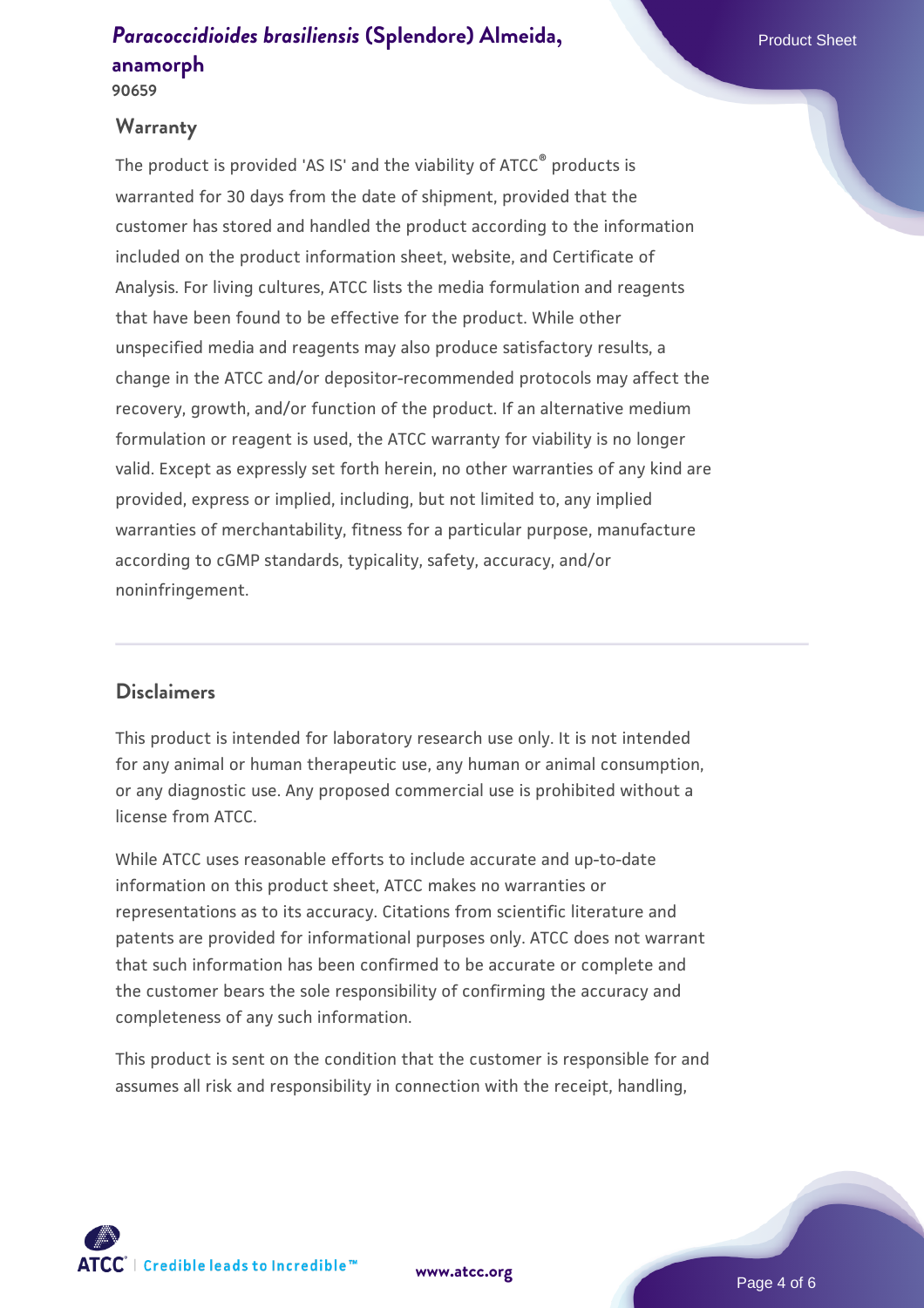## Warranty

The product is provided 'AS IS' and the viability of ATCC® products is warranted for 30 days from the date of shipment, provided that the customer has stored and handled the product according to the information included on the product information sheet, website, and Certificate of Analysis. For living cultures, ATCC lists the media formulation and reagents that have been found to be effective for the product. While other unspecified media and reagents may also produce satisfactory results, a change in the ATCC and/or depositor-recommended protocols may affect the recovery, growth, and/or function of the product. If an alternative medium formulation or reagent is used, the ATCC warranty for viability is no longer valid. Except as expressly set forth herein, no other warranties of any kind are provided, express or implied, including, but not limited to, any implied warranties of merchantability, fitness for a particular purpose, manufacture according to cGMP standards, typicality, safety, accuracy, and/or noninfringement.

## Disclaimers

This product is intended for laboratory research use only. It is not intended for any animal or human therapeutic use, any human or animal consumption, or any diagnostic use. Any proposed commercial use is prohibited without a license from ATCC.

While ATCC uses reasonable efforts to include accurate and up-to-date information on this product sheet, ATCC makes no warranties or representations as to its accuracy. Citations from scientific literature and patents are provided for informational purposes only. ATCC does not warrant that such information has been confirmed to be accurate or complete and the customer bears the sole responsibility of confirming the accuracy and completeness of any such information.

This product is sent on the condition that the customer is responsible for and assumes all risk and responsibility in connection with the receipt, handling,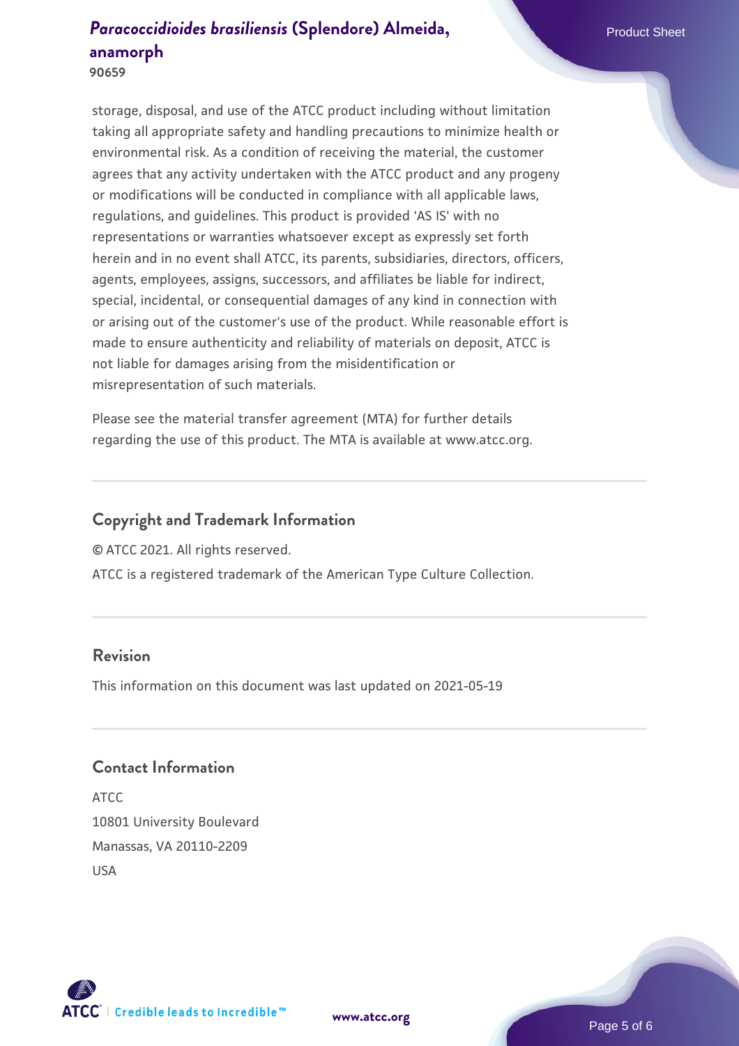storage, disposal, and use of the ATCC product including without limitation taking all appropriate safety and handling precautions to minimize health or environmental risk. As a condition of receiving the material, the customer agrees that any activity undertaken with the ATCC product and any progeny or modifications will be conducted in compliance with all applicable laws, regulations, and guidelines. This product is provided 'AS IS' with no representations or warranties whatsoever except as expressly set forth herein and in no event shall ATCC, its parents, subsidiaries, directors, officers, agents, employees, assigns, successors, and affiliates be liable for indirect, special, incidental, or consequential damages of any kind in connection with or arising out of the customer's use of the product. While reasonable effort is made to ensure authenticity and reliability of materials on deposit, ATCC is not liable for damages arising from the misidentification or misrepresentation of such materials.

Please see the material transfer agreement (MTA) for further details regarding the use of this product. The MTA is available at www.atcc.org.

## Copyright and Trademark Information

© ATCC 2021. All rights reserved.

ATCC is a registered trademark of the American Type Culture Collection.

## Revision

This information on this document was last updated on 2021-05-19

## Contact Information

ATCC
10801 University Boulevard
Manassas, VA 20110-2209
USA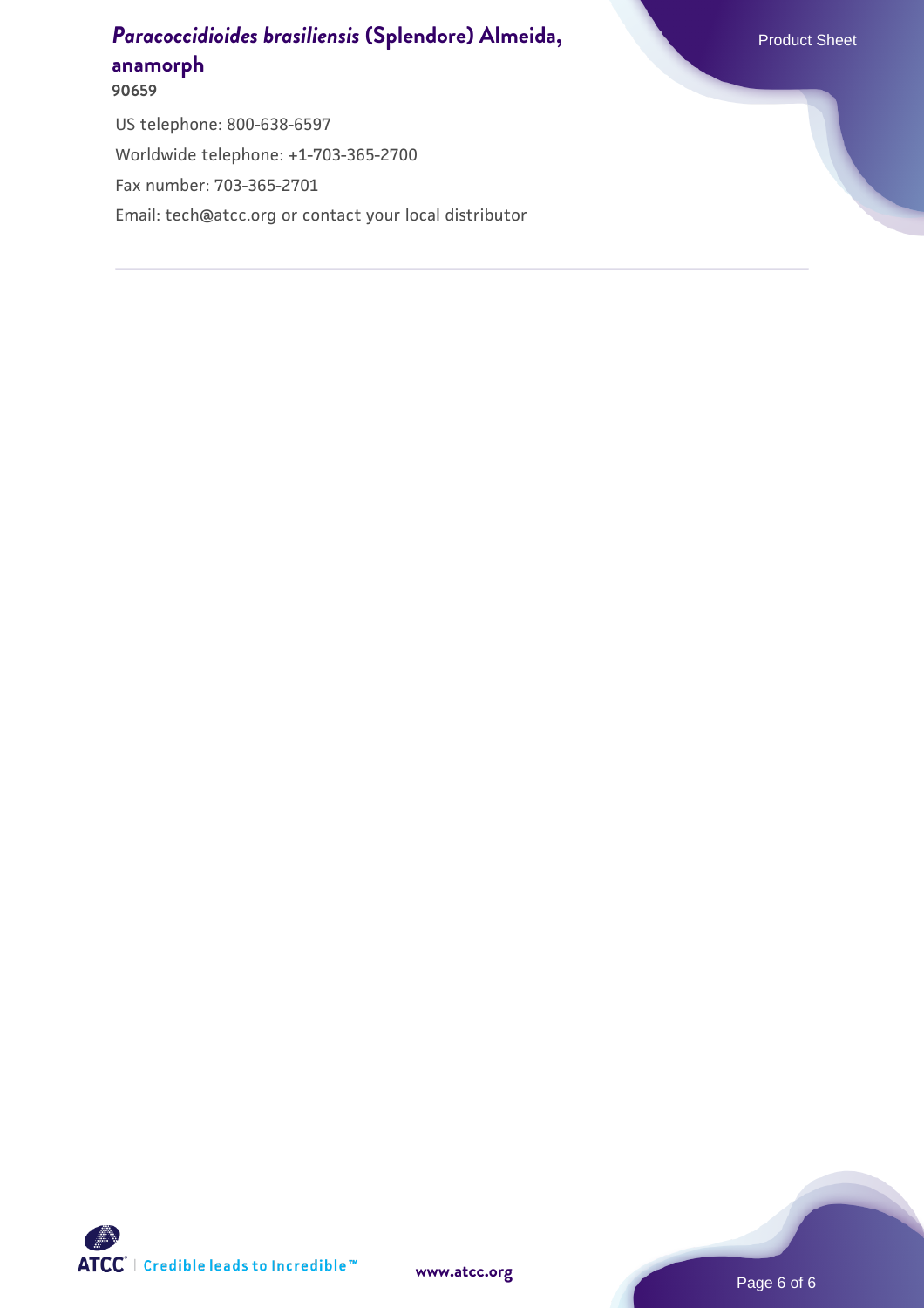US telephone: 800-638-6597

Worldwide telephone: +1-703-365-2700

Fax number: 703-365-2701

Email: tech@atcc.org or contact your local distributor